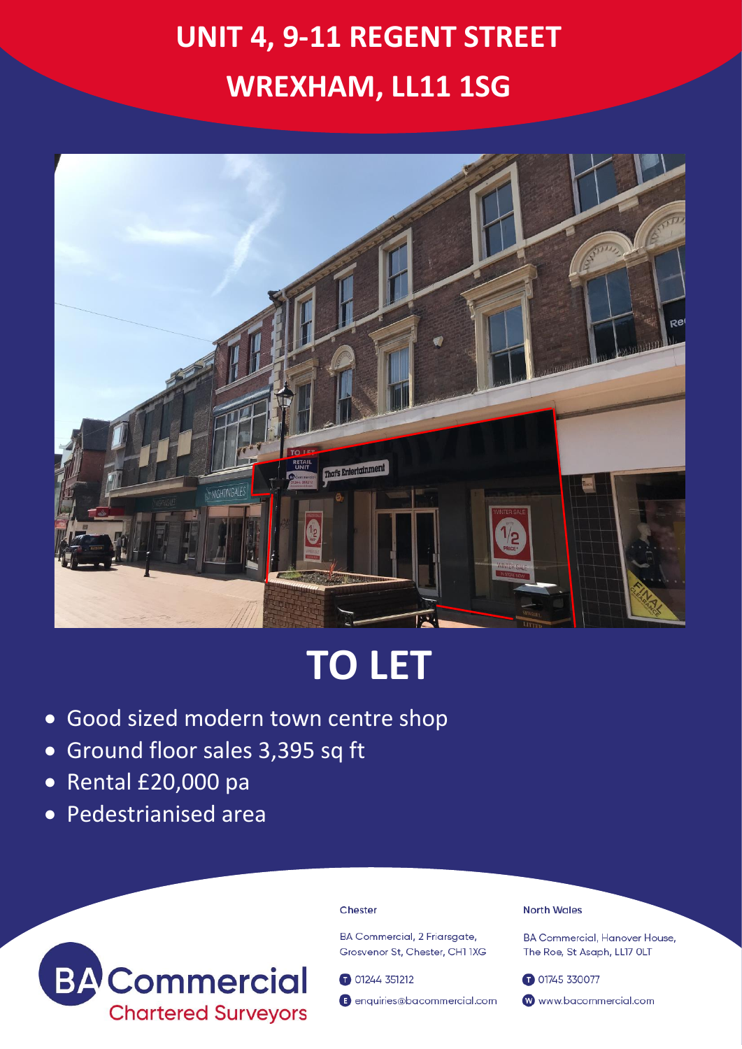# UNIT 4, 9-11 REGENT STREET

# WREXHAM, LL11 1SG

# TO LET

- Good sized modern town centre shop
- Ground floor sales 3,395 sq ft
- Rental £20,000 pa
- Pedestrianised area

**BA Commercial**
Chartered Surveyors

**Chester**

BA Commercial, 2 Friarsgate,
Grosvenor St, Chester, CH1 1XG

T 01244 351212

E enquiries@bacommercial.com

**North Wales**

BA Commercial, Hanover House,
The Roe, St Asaph, LL17 0LT

T 01745 330077

W www.bacommercial.com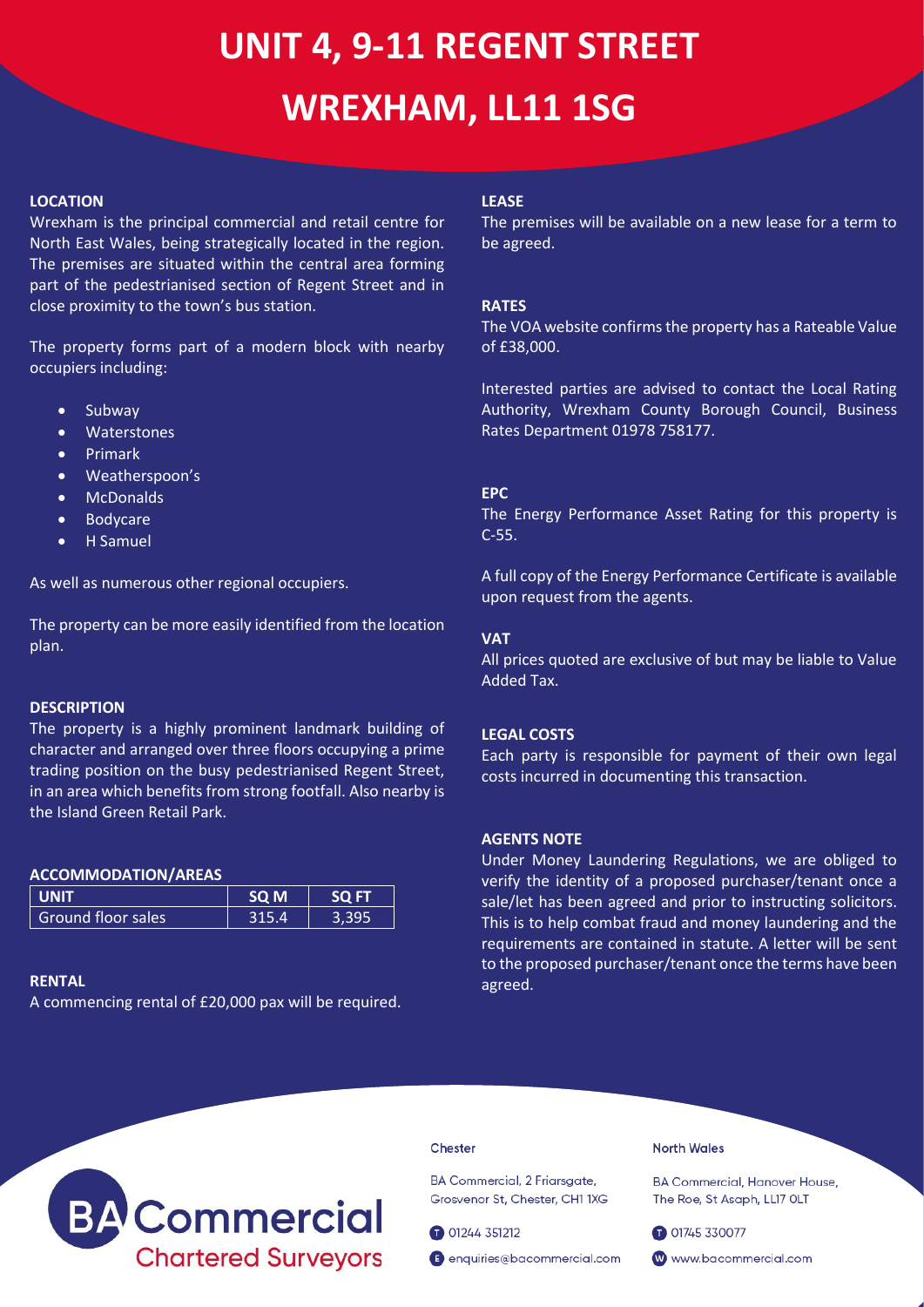# UNIT 4, 9-11 REGENT STREET

# WREXHAM, LL11 1SG

**LOCATION**

Wrexham is the principal commercial and retail centre for North East Wales, being strategically located in the region. The premises are situated within the central area forming part of the pedestrianised section of Regent Street and in close proximity to the town's bus station.

The property forms part of a modern block with nearby occupiers including:

- Subway
- Waterstones
- Primark
- Weatherspoon's
- McDonalds
- Bodycare
- H Samuel

As well as numerous other regional occupiers.

The property can be more easily identified from the location plan.

**DESCRIPTION**

The property is a highly prominent landmark building of character and arranged over three floors occupying a prime trading position on the busy pedestrianised Regent Street, in an area which benefits from strong footfall. Also nearby is the Island Green Retail Park.

**ACCOMMODATION/AREAS**

| UNIT | SQ M | SQ FT |
|---|---|---|
| Ground floor sales | 315.4 | 3,395 |

**RENTAL**

A commencing rental of £20,000 pax will be required.

**LEASE**

The premises will be available on a new lease for a term to be agreed.

**RATES**

The VOA website confirms the property has a Rateable Value of £38,000.

Interested parties are advised to contact the Local Rating Authority, Wrexham County Borough Council, Business Rates Department 01978 758177.

**EPC**

The Energy Performance Asset Rating for this property is C-55.

A full copy of the Energy Performance Certificate is available upon request from the agents.

**VAT**

All prices quoted are exclusive of but may be liable to Value Added Tax.

**LEGAL COSTS**

Each party is responsible for payment of their own legal costs incurred in documenting this transaction.

**AGENTS NOTE**

Under Money Laundering Regulations, we are obliged to verify the identity of a proposed purchaser/tenant once a sale/let has been agreed and prior to instructing solicitors. This is to help combat fraud and money laundering and the requirements are contained in statute. A letter will be sent to the proposed purchaser/tenant once the terms have been agreed.

BA Commercial
Chartered Surveyors

**Chester**

BA Commercial, 2 Friarsgate, Grosvenor St, Chester, CH1 1XG

T 01244 351212

E enquiries@bacommercial.com

**North Wales**

BA Commercial, Hanover House, The Roe, St Asaph, LL17 0LT

T 01745 330077

W www.bacommercial.com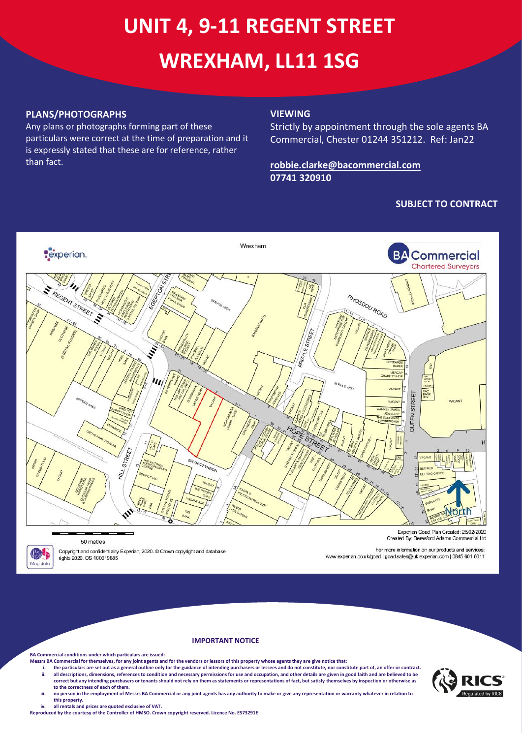# UNIT 4, 9-11 REGENT STREET
# WREXHAM, LL11 1SG

## PLANS/PHOTOGRAPHS

Any plans or photographs forming part of these particulars were correct at the time of preparation and it is expressly stated that these are for reference, rather than fact.

## VIEWING

Strictly by appointment through the sole agents BA Commercial, Chester 01244 351212. Ref: Jan22

**robbie.clarke@bacommercial.com**
**07741 320910**

**SUBJECT TO CONTRACT**

experian.

Wrexham

BA Commercial
Chartered Surveyors

50 metres

Copyright and confidentiality Experian, 2020. © Crown copyright and database rights 2020. OS 100019885

Map data

Experian Goad Plan Created: 25/02/2020
Created By: Beresford Adams Commercial Ltd

For more information on our products and services:
www.experian.co.uk/goad | goad.sales@uk.experian.com | 0845 601 6011

### IMPORTANT NOTICE

**BA Commercial conditions under which particulars are issued:**

**Messrs BA Commercial for themselves, for any joint agents and for the vendors or lessors of this property whose agents they are give notice that:**

- **i. the particulars are set out as a general outline only for the guidance of intending purchasers or lessees and do not constitute, nor constitute part of, an offer or contract.**
- **ii. all descriptions, dimensions, references to condition and necessary permissions for use and occupation, and other details are given in good faith and are believed to be correct but any intending purchasers or tenants should not rely on them as statements or representations of fact, but satisfy themselves by inspection or otherwise as to the correctness of each of them.**
- **iii. no person in the employment of Messrs BA Commercial or any joint agents has any authority to make or give any representation or warranty whatever in relation to this property.**
- **iv. all rentals and prices are quoted exclusive of VAT.**

**Reproduced by the courtesy of the Controller of HMSO. Crown copyright reserved. Licence No. ES73291E**

RICS Regulated by RICS